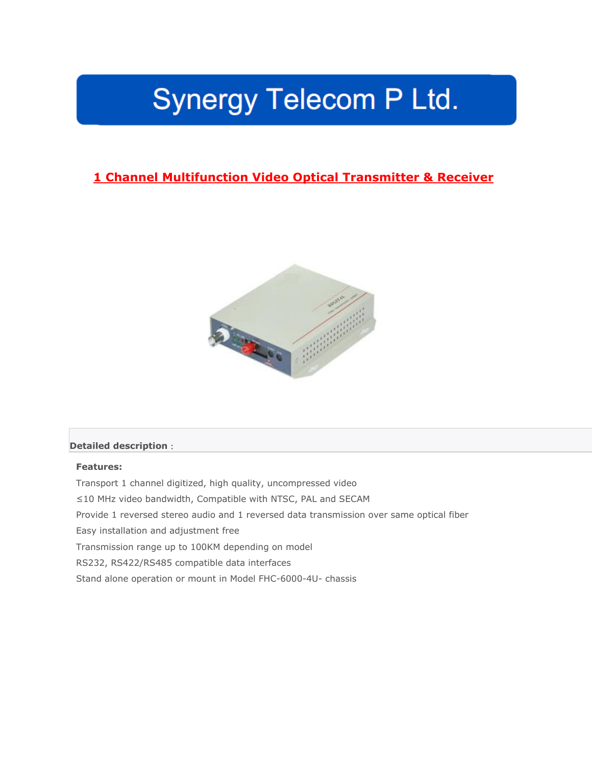# Synergy Telecom P Ltd.

## 1 Channel Multifunction Video Optical Transmitter & Receiver

**Detailed description**：

**Features:**

Transport 1 channel digitized, high quality, uncompressed video

≤10 MHz video bandwidth, Compatible with NTSC, PAL and SECAM

Provide 1 reversed stereo audio and 1 reversed data transmission over same optical fiber

Easy installation and adjustment free

Transmission range up to 100KM depending on model

RS232, RS422/RS485 compatible data interfaces

Stand alone operation or mount in Model FHC-6000-4U- chassis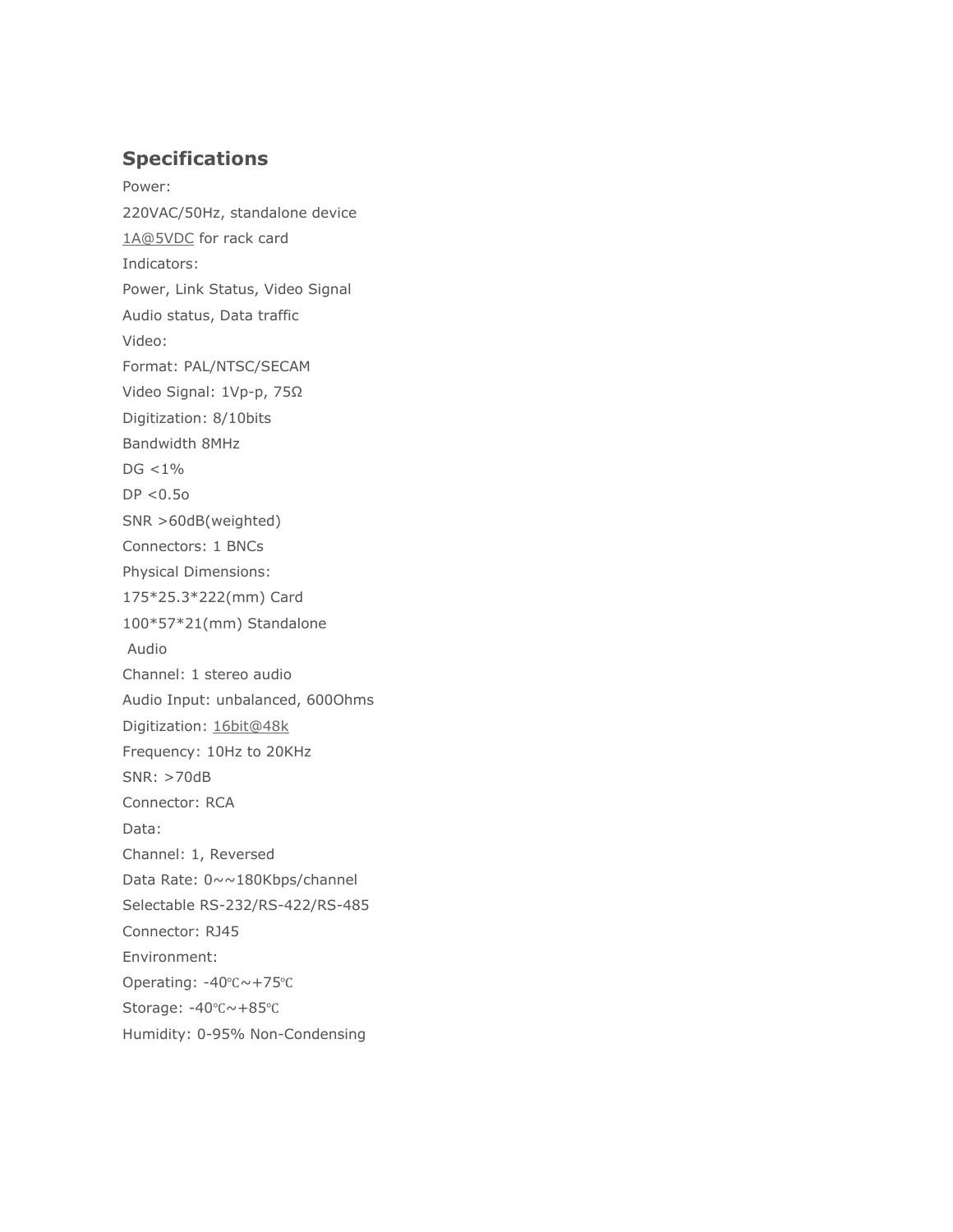## Specifications

Power:

220VAC/50Hz, standalone device

1A@5VDC for rack card

Indicators:

Power, Link Status, Video Signal

Audio status, Data traffic

Video:

Format: PAL/NTSC/SECAM

Video Signal: 1Vp-p, 75Ω

Digitization: 8/10bits

Bandwidth 8MHz

DG <1%

DP <0.5o

SNR >60dB(weighted)

Connectors: 1 BNCs

Physical Dimensions:

175*25.3*222(mm) Card

100*57*21(mm) Standalone

Audio

Channel: 1 stereo audio

Audio Input: unbalanced, 600Ohms

Digitization: 16bit@48k

Frequency: 10Hz to 20KHz

SNR: >70dB

Connector: RCA

Data:

Channel: 1, Reversed

Data Rate: 0~~180Kbps/channel

Selectable RS-232/RS-422/RS-485

Connector: RJ45

Environment:

Operating: -40℃~+75℃

Storage: -40℃~+85℃

Humidity: 0-95% Non-Condensing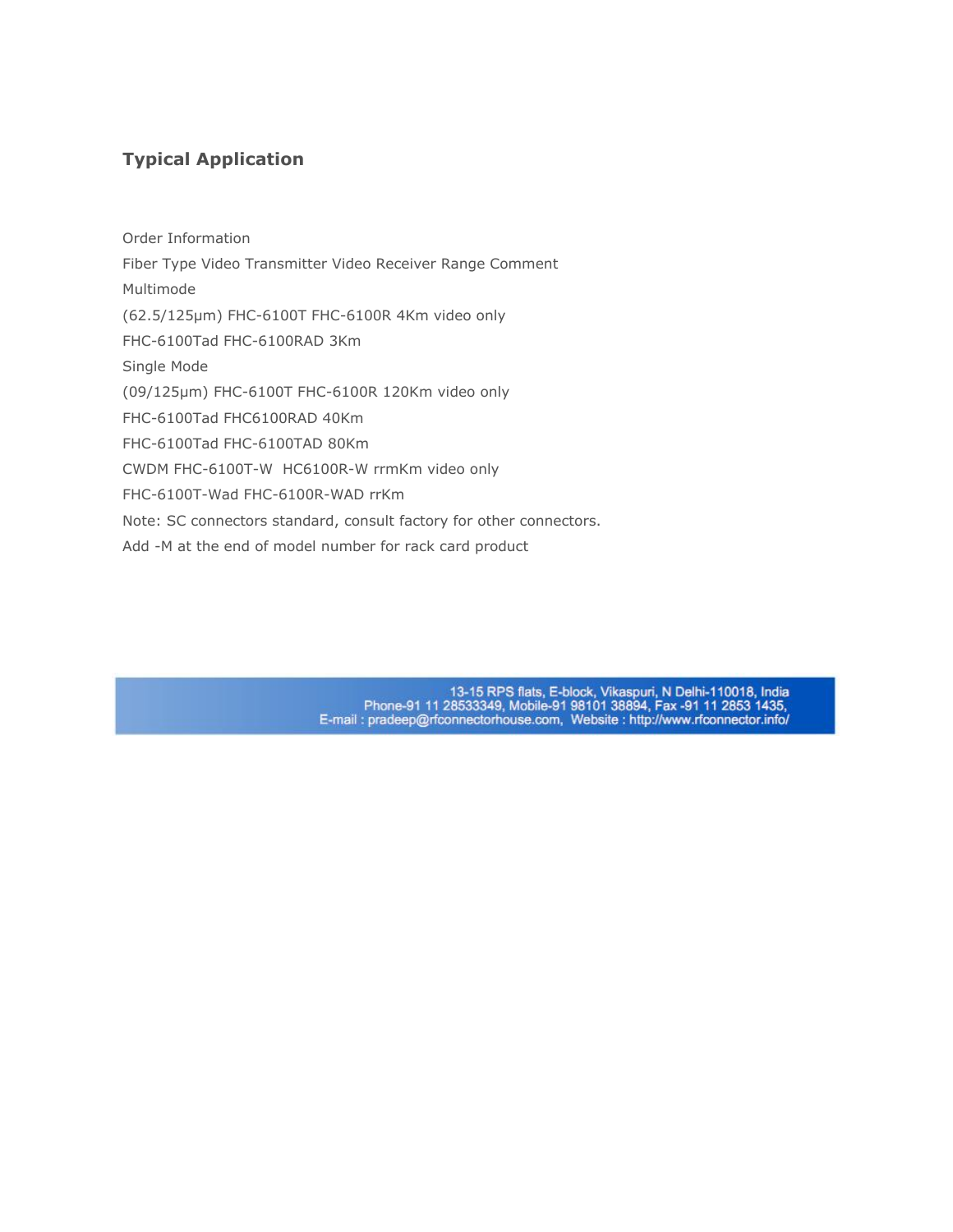## Typical Application

Order Information

| Fiber Type | Video Transmitter | Video Receiver | Range | Comment |
|---|---|---|---|---|
| Multimode (62.5/125μm) | FHC-6100T | FHC-6100R | 4Km | video only |
| | FHC-6100Tad | FHC-6100RAD | 3Km | |
| Single Mode (09/125μm) | FHC-6100T | FHC-6100R | 120Km | video only |
| | FHC-6100Tad | FHC6100RAD | 40Km | |
| | FHC-6100Tad | FHC-6100TAD | 80Km | |
| CWDM | FHC-6100T-W | HC6100R-W | rrmKm | video only |
| | FHC-6100T-Wad | FHC-6100R-WAD | rrKm | |

Note: SC connectors standard, consult factory for other connectors.

Add -M at the end of model number for rack card product

13-15 RPS flats, E-block, Vikaspuri, N Delhi-110018, India
Phone-91 11 28533349, Mobile-91 98101 38894, Fax -91 11 2853 1435,
E-mail : pradeep@rfconnectorhouse.com, Website : http://www.rfconnector.info/